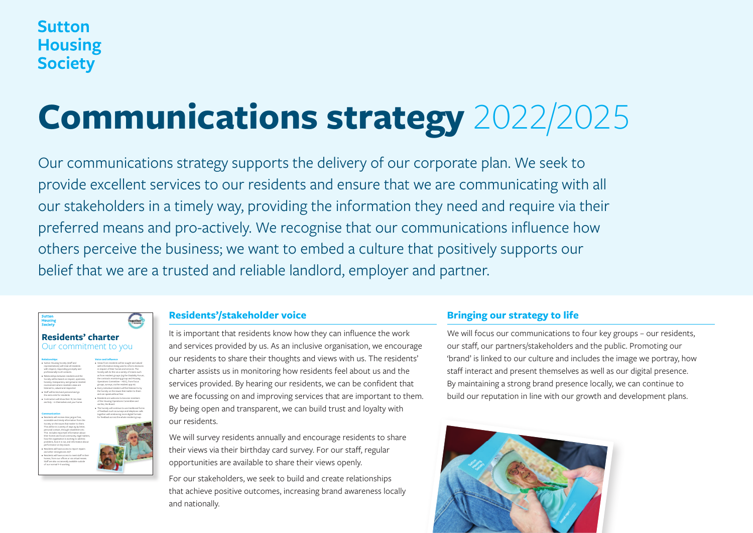Sutton Housing Society

# Communications strategy 2022/2025

Our communications strategy supports the delivery of our corporate plan. We seek to provide excellent services to our residents and ensure that we are communicating with all our stakeholders in a timely way, providing the information they need and require via their preferred means and pro-actively. We recognise that our communications influence how others perceive the business; we want to embed a culture that positively supports our belief that we are a trusted and reliable landlord, employer and partner.

## Residents'/stakeholder voice

It is important that residents know how they can influence the work and services provided by us. As an inclusive organisation, we encourage our residents to share their thoughts and views with us. The residents' charter assists us in monitoring how residents feel about us and the services provided. By hearing our residents, we can be confident that we are focussing on and improving services that are important to them. By being open and transparent, we can build trust and loyalty with our residents.

We will survey residents annually and encourage residents to share their views via their birthday card survey. For our staff, regular opportunities are available to share their views openly.

For our stakeholders, we seek to build and create relationships that achieve positive outcomes, increasing brand awareness locally and nationally.

## Bringing our strategy to life

We will focus our communications to four key groups – our residents, our staff, our partners/stakeholders and the public. Promoting our 'brand' is linked to our culture and includes the image we portray, how staff interact and present themselves as well as our digital presence. By maintaining a strong brand presence locally, we can continue to build our reputation in line with our growth and development plans.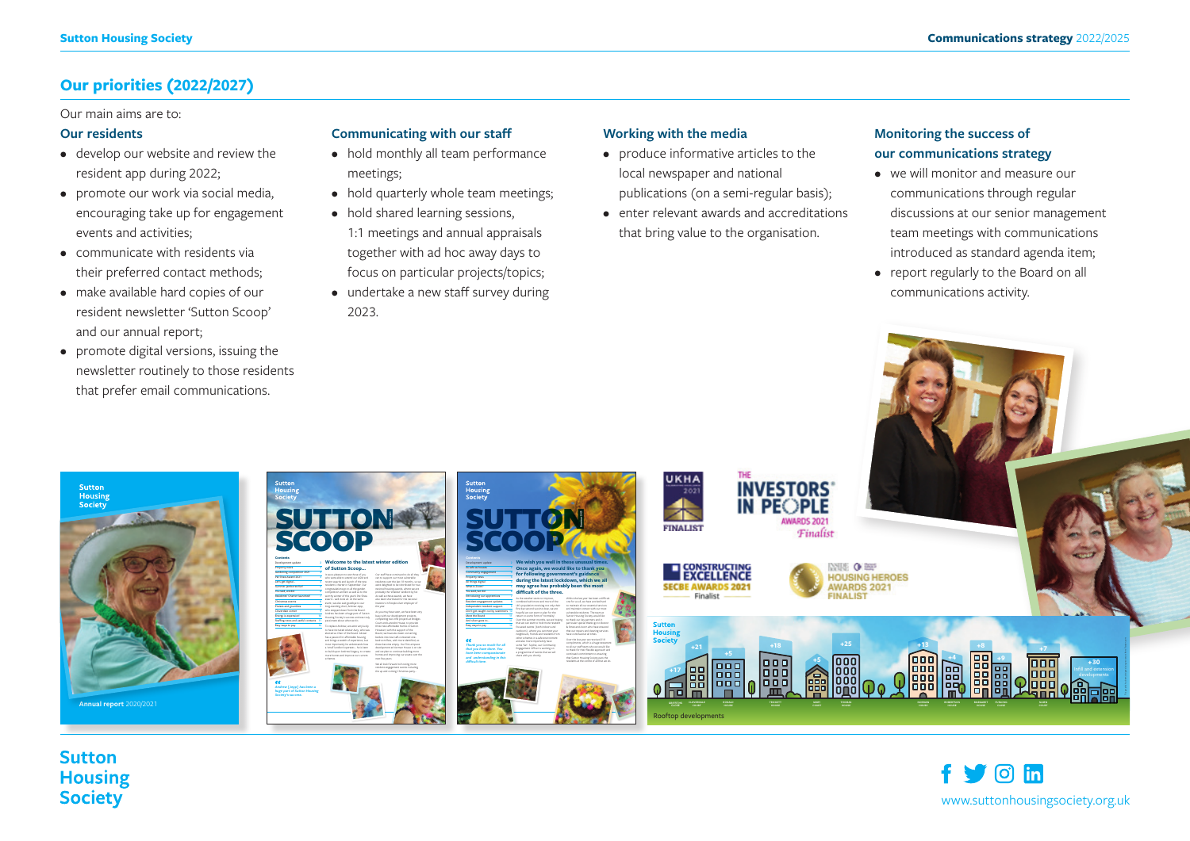## Our priorities (2022/2027)

Our main aims are to:

### Our residents

- develop our website and review the resident app during 2022;
- promote our work via social media, encouraging take up for engagement events and activities;
- communicate with residents via their preferred contact methods;
- make available hard copies of our resident newsletter 'Sutton Scoop' and our annual report;
- promote digital versions, issuing the newsletter routinely to those residents that prefer email communications.

### Communicating with our staff

- hold monthly all team performance meetings;
- hold quarterly whole team meetings;
- hold shared learning sessions, 1:1 meetings and annual appraisals together with ad hoc away days to focus on particular projects/topics;
- undertake a new staff survey during 2023.

### Working with the media

- produce informative articles to the local newspaper and national publications (on a semi-regular basis);
- enter relevant awards and accreditations that bring value to the organisation.

### Monitoring the success of our communications strategy

- we will monitor and measure our communications through regular discussions at our senior management team meetings with communications introduced as standard agenda item;
- report regularly to the Board on all communications activity.

Sutton Housing Society

www.suttonhousingsociety.org.uk